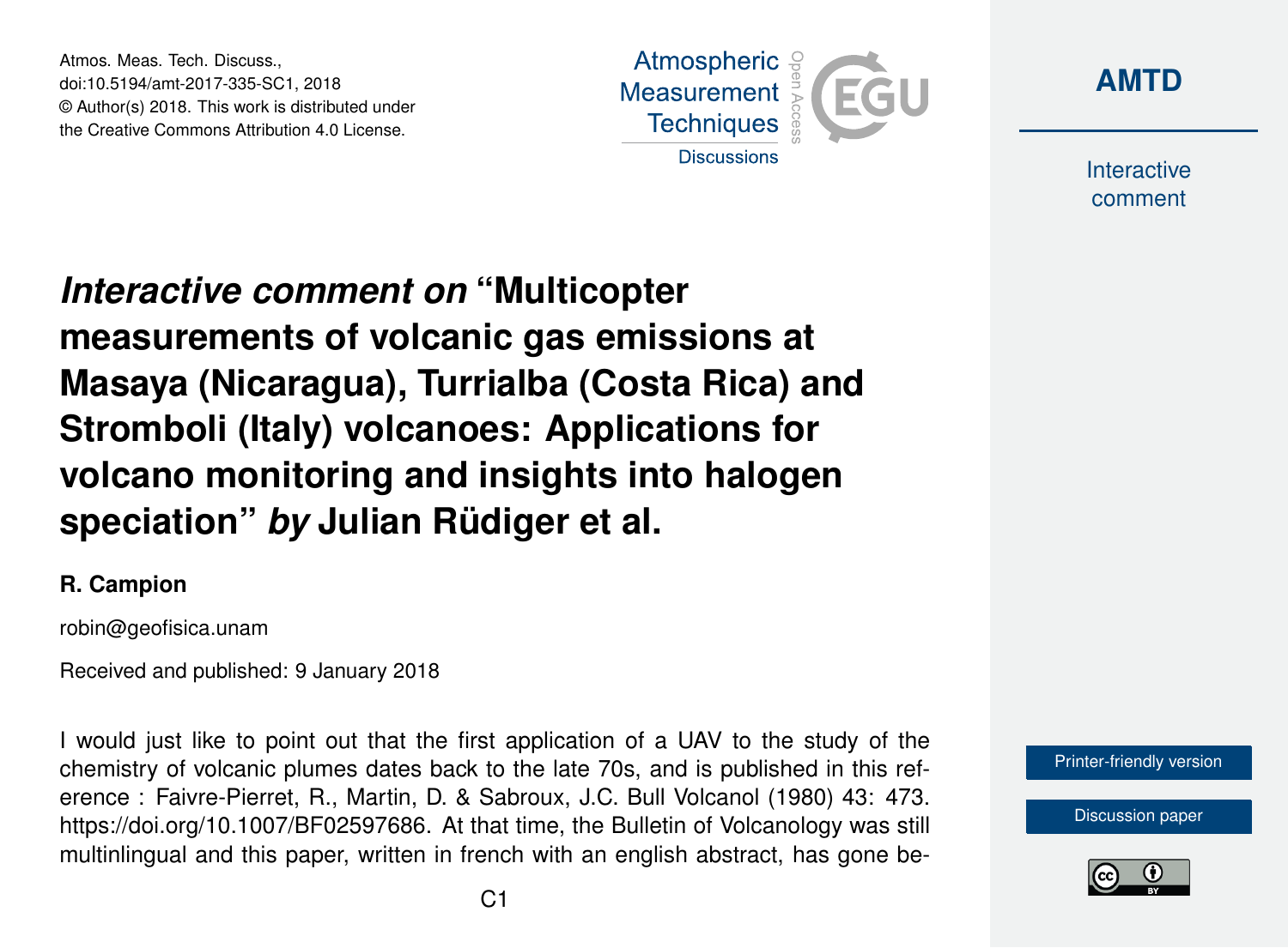# *Interactive comment on* "Multicopter measurements of volcanic gas emissions at Masaya (Nicaragua), Turrialba (Costa Rica) and Stromboli (Italy) volcanoes: Applications for volcano monitoring and insights into halogen speciation" *by* Julian Rüdiger et al.

**R. Campion**

robin@geofisica.unam

Received and published: 9 January 2018

I would just like to point out that the first application of a UAV to the study of the chemistry of volcanic plumes dates back to the late 70s, and is published in this reference : Faivre-Pierret, R., Martin, D. & Sabroux, J.C. Bull Volcanol (1980) 43: 473. https://doi.org/10.1007/BF02597686. At that time, the Bulletin of Volcanology was still multinlingual and this paper, written in french with an english abstract, has gone be-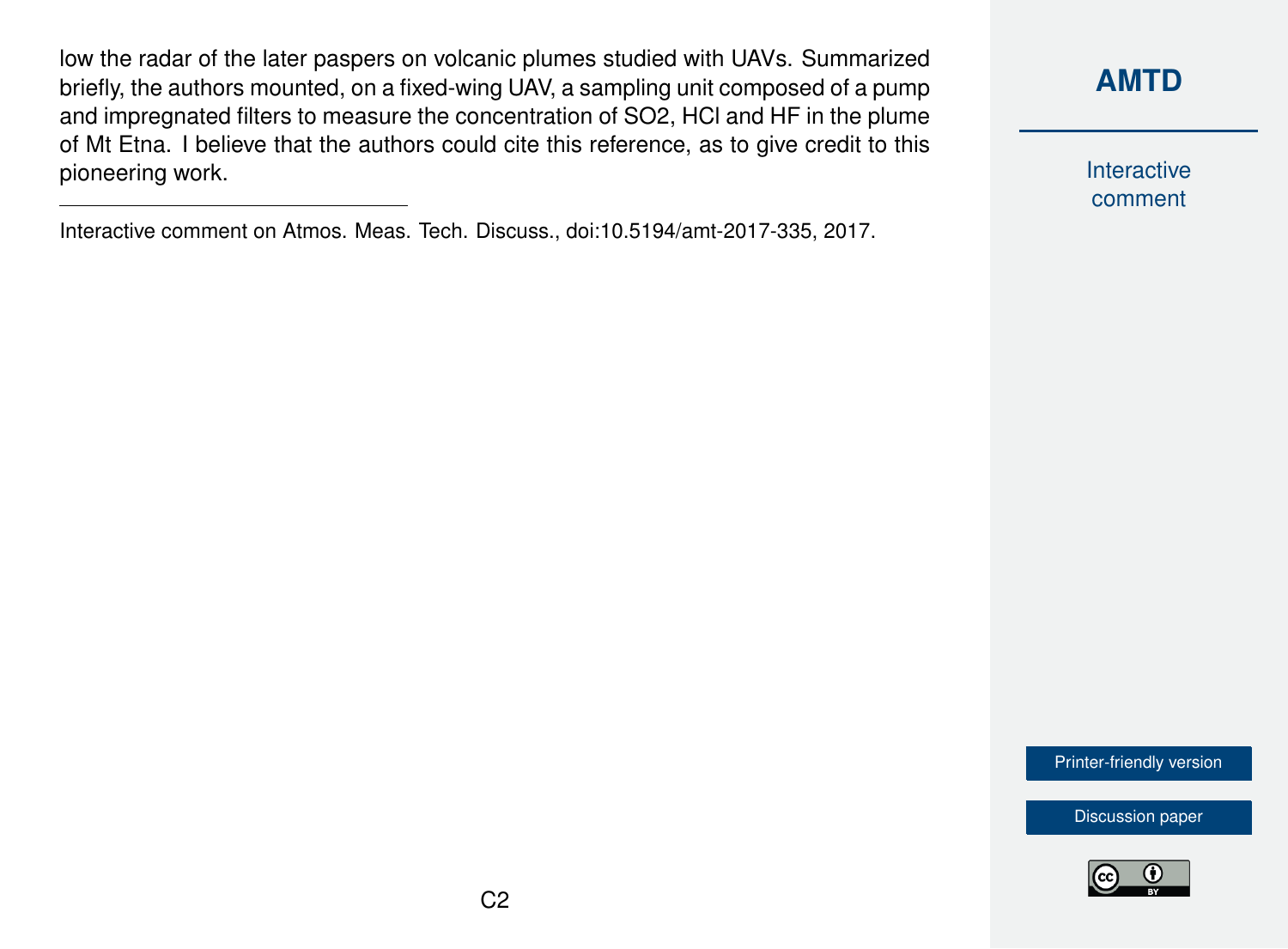low the radar of the later paspers on volcanic plumes studied with UAVs. Summarized briefly, the authors mounted, on a fixed-wing UAV, a sampling unit composed of a pump and impregnated filters to measure the concentration of $SO_2$, HCl and HF in the plume of Mt Etna. I believe that the authors could cite this reference, as to give credit to this pioneering work.

---

Interactive comment on Atmos. Meas. Tech. Discuss., doi:10.5194/amt-2017-335, 2017.